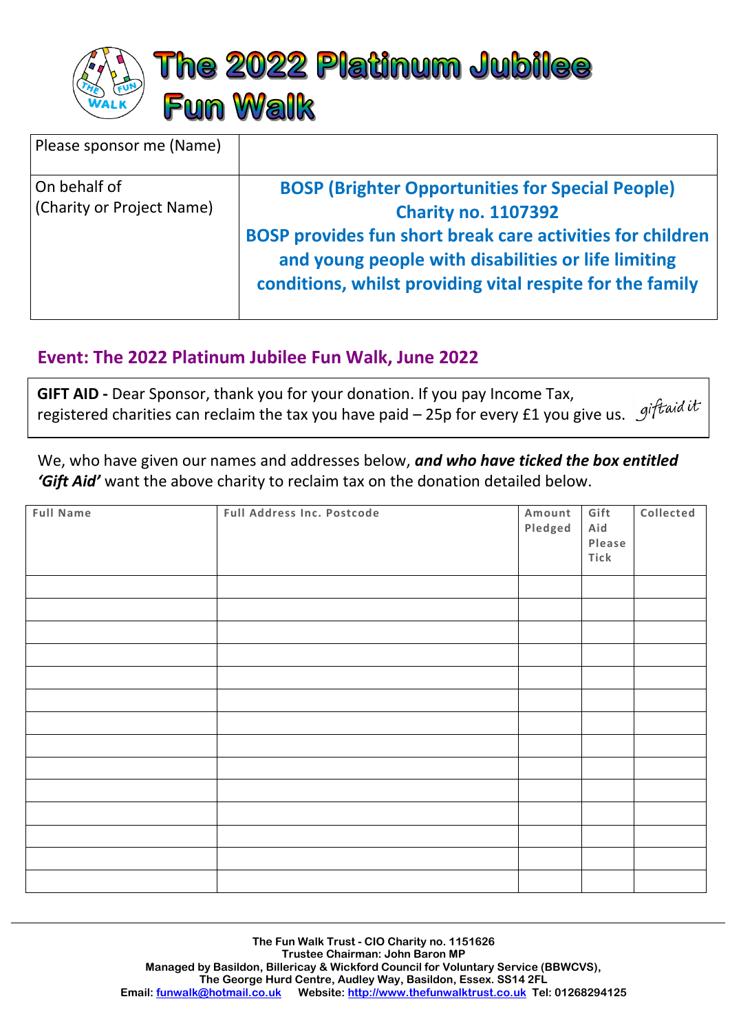# The 2022 Platinum Jubilee Fun Walk

| Please sponsor me (Name) | |
|---|---|
| On behalf of (Charity or Project Name) | **BOSP (Brighter Opportunities for Special People)** **Charity no. 1107392** **BOSP provides fun short break care activities for children and young people with disabilities or life limiting conditions, whilst providing vital respite for the family** |

## Event: The 2022 Platinum Jubilee Fun Walk, June 2022

**GIFT AID -** Dear Sponsor, thank you for your donation. If you pay Income Tax, registered charities can reclaim the tax you have paid – 25p for every £1 you give us. giftaid it

We, who have given our names and addresses below, ***and who have ticked the box entitled 'Gift Aid'*** want the above charity to reclaim tax on the donation detailed below.

| Full Name | Full Address Inc. Postcode | Amount Pledged | Gift Aid Please Tick | Collected |
|---|---|---|---|---|
| | | | | |
| | | | | |
| | | | | |
| | | | | |
| | | | | |
| | | | | |
| | | | | |
| | | | | |
| | | | | |
| | | | | |
| | | | | |
| | | | | |
| | | | | |
| | | | | |

**The Fun Walk Trust - CIO Charity no. 1151626**
**Trustee Chairman: John Baron MP**
**Managed by Basildon, Billericay & Wickford Council for Voluntary Service (BBWCVS),**
**The George Hurd Centre, Audley Way, Basildon, Essex. SS14 2FL**
**Email: funwalk@hotmail.co.uk Website: http://www.thefunwalktrust.co.uk Tel: 01268294125**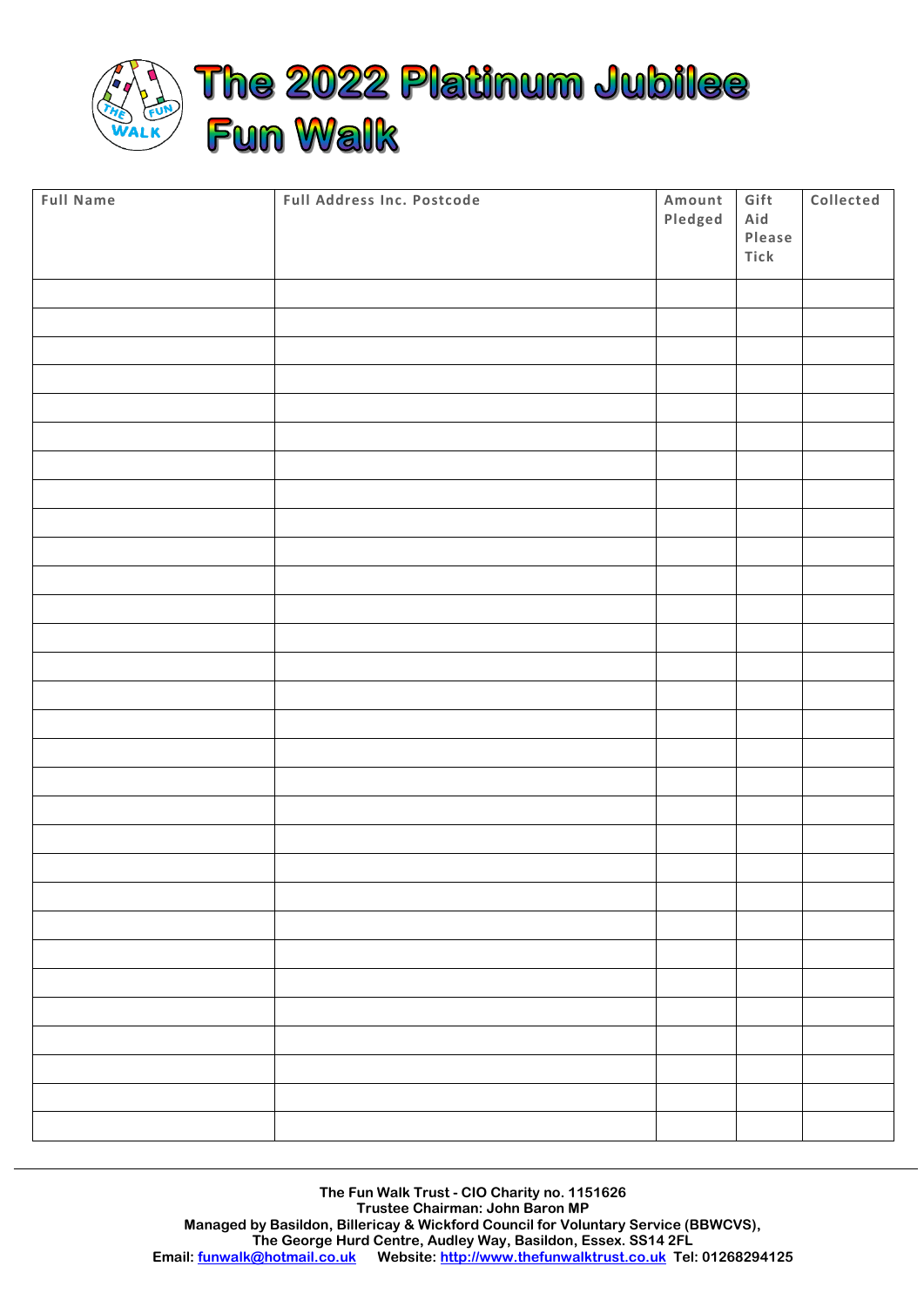# The 2022 Platinum Jubilee Fun Walk

| Full Name | Full Address Inc. Postcode | Amount Pledged | Gift Aid Please Tick | Collected |
| --- | --- | --- | --- | --- |
| | | | | |
| | | | | |
| | | | | |
| | | | | |
| | | | | |
| | | | | |
| | | | | |
| | | | | |
| | | | | |
| | | | | |
| | | | | |
| | | | | |
| | | | | |
| | | | | |
| | | | | |
| | | | | |
| | | | | |
| | | | | |
| | | | | |
| | | | | |
| | | | | |
| | | | | |
| | | | | |
| | | | | |
| | | | | |
| | | | | |
| | | | | |
| | | | | |
| | | | | |
| | | | | |

**The Fun Walk Trust - CIO Charity no. 1151626**
**Trustee Chairman: John Baron MP**
**Managed by Basildon, Billericay & Wickford Council for Voluntary Service (BBWCVS),**
**The George Hurd Centre, Audley Way, Basildon, Essex. SS14 2FL**
**Email: funwalk@hotmail.co.uk Website: http://www.thefunwalktrust.co.uk Tel: 01268294125**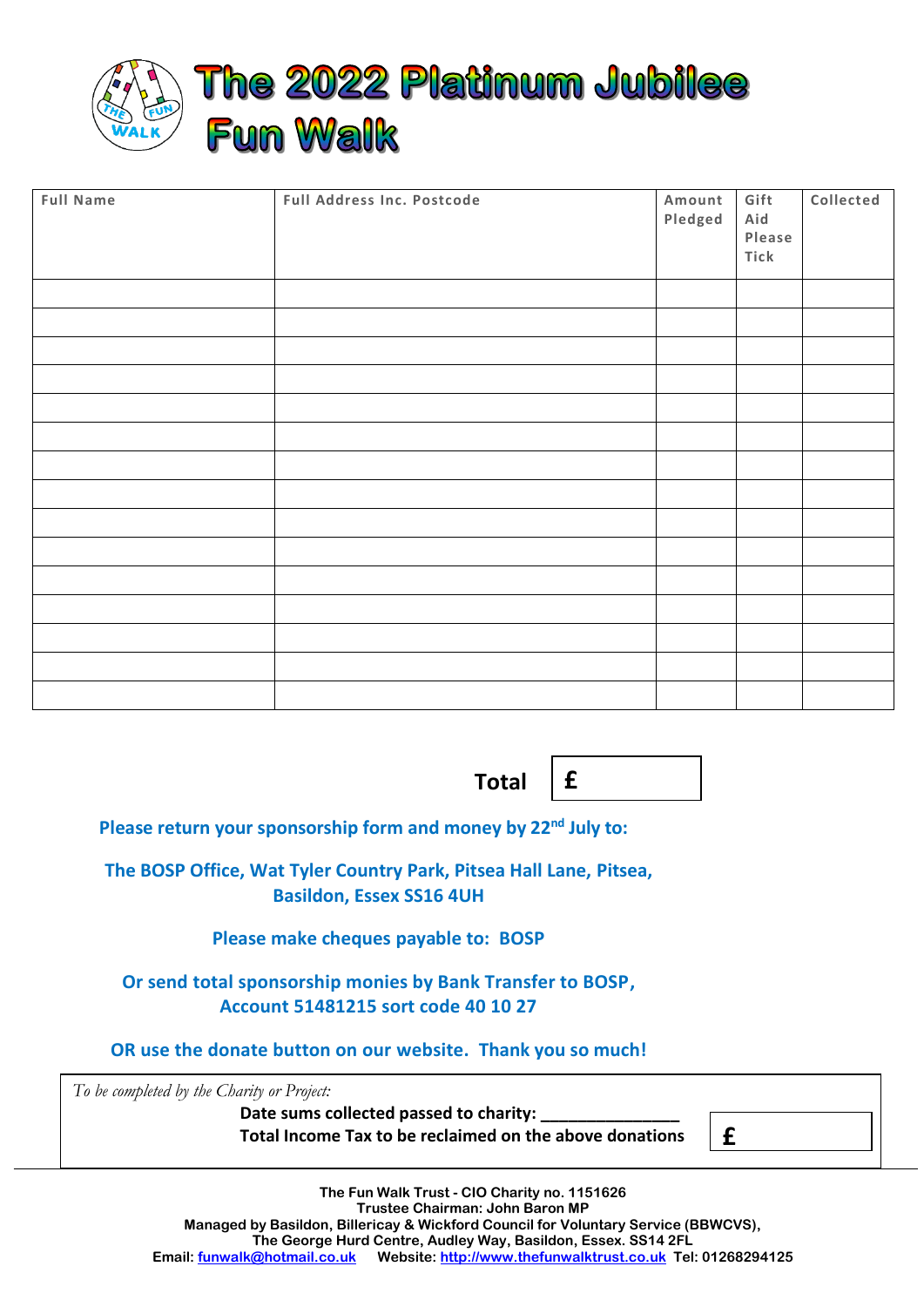# The 2022 Platinum Jubilee Fun Walk

| Full Name | Full Address Inc. Postcode | Amount Pledged | Gift Aid Please Tick | Collected |
|---|---|---|---|---|
| | | | | |
| | | | | |
| | | | | |
| | | | | |
| | | | | |
| | | | | |
| | | | | |
| | | | | |
| | | | | |
| | | | | |
| | | | | |
| | | | | |
| | | | | |
| | | | | |
| | | | | |

**Total** £

**Please return your sponsorship form and money by 22nd July to:**

**The BOSP Office, Wat Tyler Country Park, Pitsea Hall Lane, Pitsea, Basildon, Essex SS16 4UH**

**Please make cheques payable to: BOSP**

**Or send total sponsorship monies by Bank Transfer to BOSP, Account 51481215 sort code 40 10 27**

**OR use the donate button on our website. Thank you so much!**

*To be completed by the Charity or Project:*

**Date sums collected passed to charity: _______________**

**Total Income Tax to be reclaimed on the above donations** £

**The Fun Walk Trust - CIO Charity no. 1151626**
**Trustee Chairman: John Baron MP**
**Managed by Basildon, Billericay & Wickford Council for Voluntary Service (BBWCVS), The George Hurd Centre, Audley Way, Basildon, Essex. SS14 2FL**
**Email: funwalk@hotmail.co.uk Website: http://www.thefunwalktrust.co.uk Tel: 01268294125**